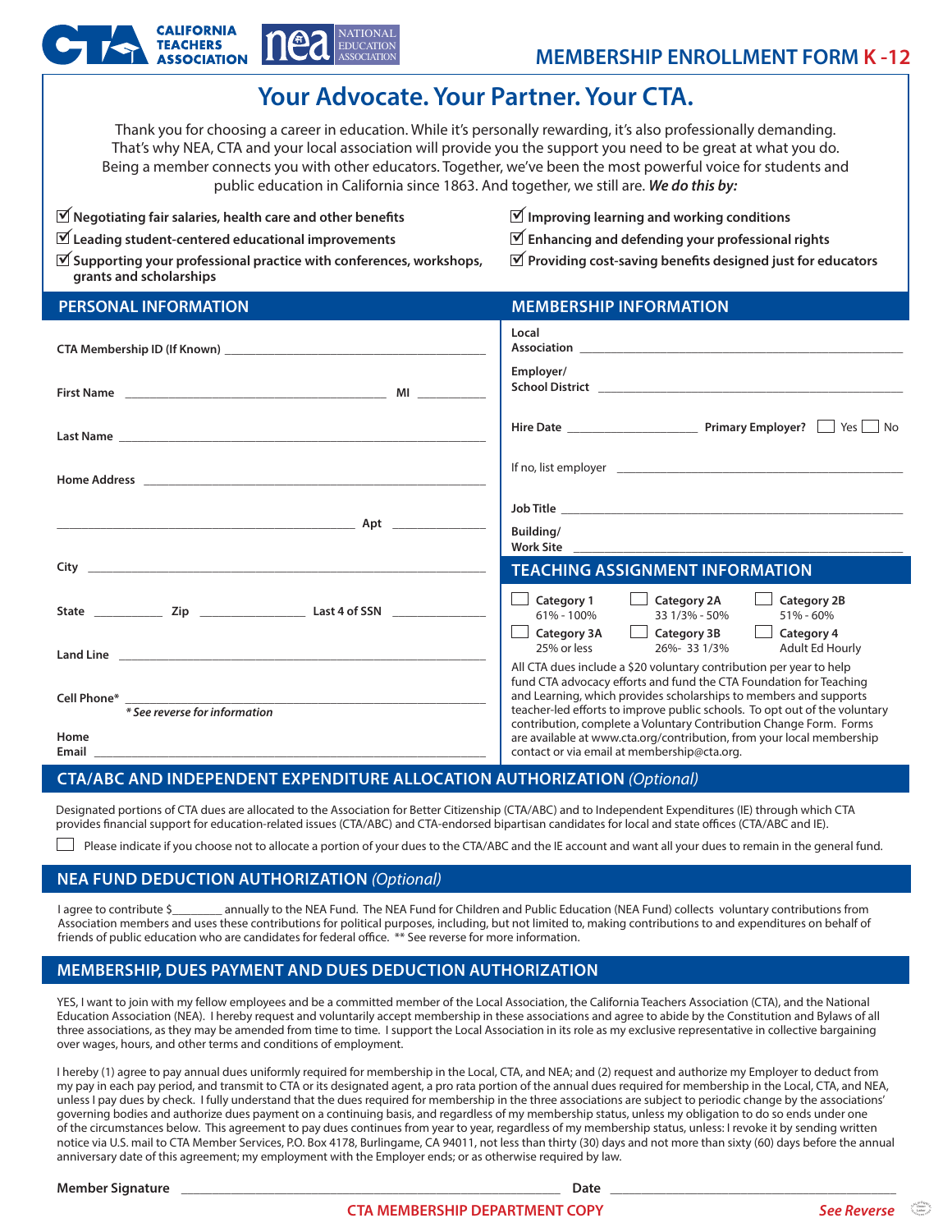CALIFORNIA TEACHERS ASSOCIATION | nea NATIONAL EDUCATION ASSOCIATION

# MEMBERSHIP ENROLLMENT FORM K -12

## Your Advocate. Your Partner. Your CTA.

Thank you for choosing a career in education. While it's personally rewarding, it's also professionally demanding. That's why NEA, CTA and your local association will provide you the support you need to be great at what you do. Being a member connects you with other educators. Together, we've been the most powerful voice for students and public education in California since 1863. And together, we still are. ***We do this by:***

- ☑ **Negotiating fair salaries, health care and other benefits**
- ☑ **Leading student-centered educational improvements**
- ☑ **Supporting your professional practice with conferences, workshops, grants and scholarships**
- ☑ **Improving learning and working conditions**
- ☑ **Enhancing and defending your professional rights**
- ☑ **Providing cost-saving benefits designed just for educators**

## PERSONAL INFORMATION

**CTA Membership ID (If Known)** ______________________

**First Name** ______________________ **MI** ________

**Last Name** ______________________

**Home Address** ______________________

______________________ **Apt** ________

**City** ______________________

**State** ________ **Zip** ________ **Last 4 of SSN** ________

**Land Line** ______________________

**Cell Phone*** ______________________
*\* See reverse for information*

**Home Email** ______________________

## MEMBERSHIP INFORMATION

**Local Association** ______________________

**Employer/ School District** ______________________

**Hire Date** ________ **Primary Employer?** ☐ Yes ☐ No

If no, list employer ______________________

**Job Title** ______________________

**Building/ Work Site** ______________________

## TEACHING ASSIGNMENT INFORMATION

- ☐ **Category 1** 61% - 100%
- ☐ **Category 2A** 33 1/3% - 50%
- ☐ **Category 2B** 51% - 60%
- ☐ **Category 3A** 25% or less
- ☐ **Category 3B** 26%- 33 1/3%
- ☐ **Category 4** Adult Ed Hourly

All CTA dues include a $20 voluntary contribution per year to help fund CTA advocacy efforts and fund the CTA Foundation for Teaching and Learning, which provides scholarships to members and supports teacher-led efforts to improve public schools. To opt out of the voluntary contribution, complete a Voluntary Contribution Change Form. Forms are available at www.cta.org/contribution, from your local membership contact or via email at membership@cta.org.

## CTA/ABC AND INDEPENDENT EXPENDITURE ALLOCATION AUTHORIZATION *(Optional)*

Designated portions of CTA dues are allocated to the Association for Better Citizenship (CTA/ABC) and to Independent Expenditures (IE) through which CTA provides financial support for education-related issues (CTA/ABC) and CTA-endorsed bipartisan candidates for local and state offices (CTA/ABC and IE).

☐ Please indicate if you choose not to allocate a portion of your dues to the CTA/ABC and the IE account and want all your dues to remain in the general fund.

## NEA FUND DEDUCTION AUTHORIZATION *(Optional)*

I agree to contribute $________ annually to the NEA Fund. The NEA Fund for Children and Public Education (NEA Fund) collects voluntary contributions from Association members and uses these contributions for political purposes, including, but not limited to, making contributions to and expenditures on behalf of friends of public education who are candidates for federal office. ** See reverse for more information.

## MEMBERSHIP, DUES PAYMENT AND DUES DEDUCTION AUTHORIZATION

YES, I want to join with my fellow employees and be a committed member of the Local Association, the California Teachers Association (CTA), and the National Education Association (NEA). I hereby request and voluntarily accept membership in these associations and agree to abide by the Constitution and Bylaws of all three associations, as they may be amended from time to time. I support the Local Association in its role as my exclusive representative in collective bargaining over wages, hours, and other terms and conditions of employment.

I hereby (1) agree to pay annual dues uniformly required for membership in the Local, CTA, and NEA; and (2) request and authorize my Employer to deduct from my pay in each pay period, and transmit to CTA or its designated agent, a pro rata portion of the annual dues required for membership in the Local, CTA, and NEA, unless I pay dues by check. I fully understand that the dues required for membership in the three associations are subject to periodic change by the associations' governing bodies and authorize dues payment on a continuing basis, and regardless of my membership status, unless my obligation to do so ends under one of the circumstances below. This agreement to pay dues continues from year to year, regardless of my membership status, unless: I revoke it by sending written notice via U.S. mail to CTA Member Services, P.O. Box 4178, Burlingame, CA 94011, not less than thirty (30) days and not more than sixty (60) days before the annual anniversary date of this agreement; my employment with the Employer ends; or as otherwise required by law.

**Member Signature** ______________________ **Date** ______________________

**CTA MEMBERSHIP DEPARTMENT COPY** ***See Reverse***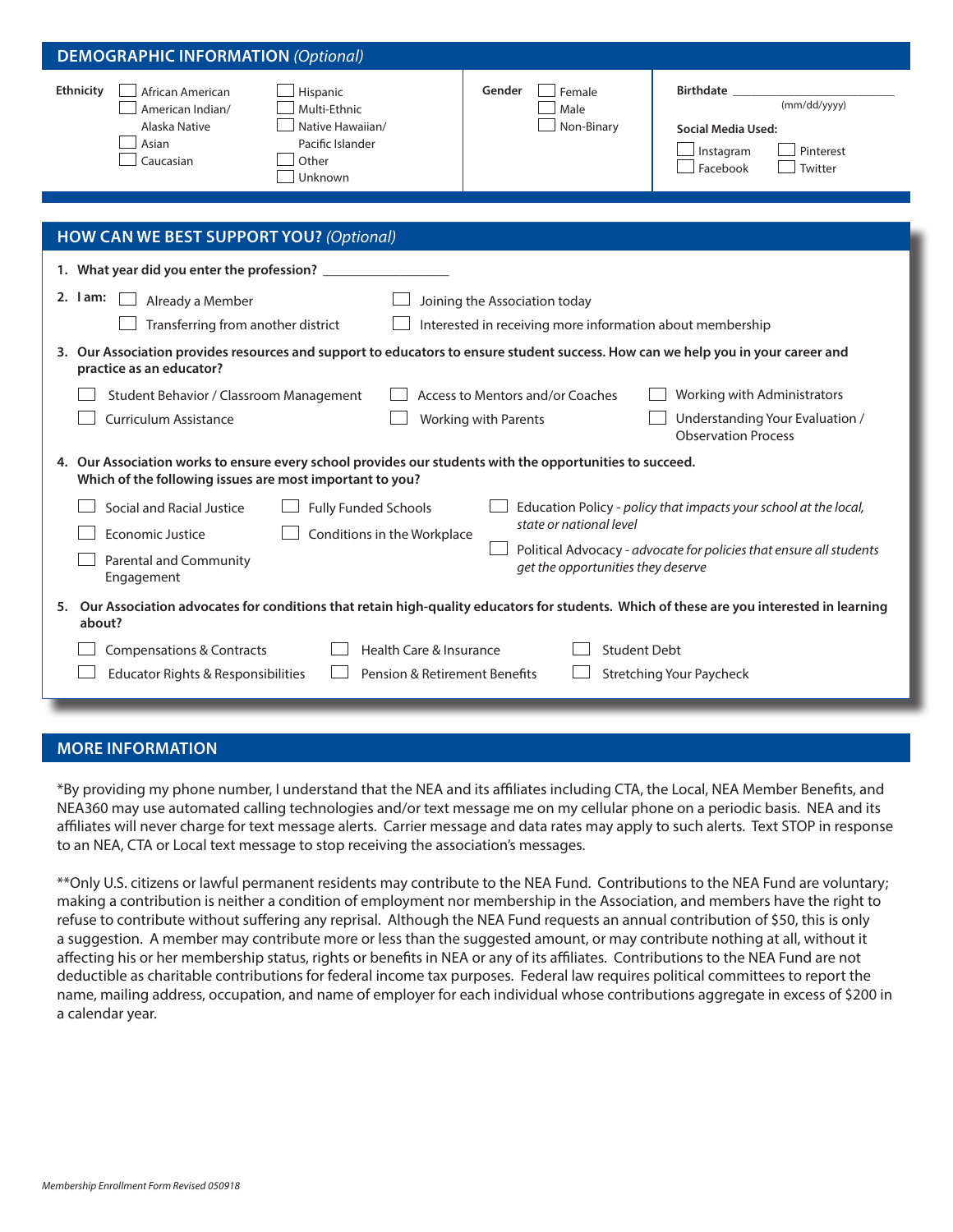## DEMOGRAPHIC INFORMATION *(Optional)*

**Ethnicity**

- ☐ African American
- ☐ American Indian/ Alaska Native
- ☐ Asian
- ☐ Caucasian
- ☐ Hispanic
- ☐ Multi-Ethnic
- ☐ Native Hawaiian/ Pacific Islander
- ☐ Other
- ☐ Unknown

**Gender**

- ☐ Female
- ☐ Male
- ☐ Non-Binary

**Birthdate** ____________________ (mm/dd/yyyy)

**Social Media Used:**

- ☐ Instagram
- ☐ Pinterest
- ☐ Facebook
- ☐ Twitter

## HOW CAN WE BEST SUPPORT YOU? *(Optional)*

**1. What year did you enter the profession?** ________________

**2. I am:**

- ☐ Already a Member
- ☐ Joining the Association today
- ☐ Transferring from another district
- ☐ Interested in receiving more information about membership

**3. Our Association provides resources and support to educators to ensure student success. How can we help you in your career and practice as an educator?**

- ☐ Student Behavior / Classroom Management
- ☐ Access to Mentors and/or Coaches
- ☐ Working with Administrators
- ☐ Curriculum Assistance
- ☐ Working with Parents
- ☐ Understanding Your Evaluation / Observation Process

**4. Our Association works to ensure every school provides our students with the opportunities to succeed. Which of the following issues are most important to you?**

- ☐ Social and Racial Justice
- ☐ Fully Funded Schools
- ☐ Education Policy - *policy that impacts your school at the local, state or national level*
- ☐ Economic Justice
- ☐ Conditions in the Workplace
- ☐ Political Advocacy - *advocate for policies that ensure all students get the opportunities they deserve*
- ☐ Parental and Community Engagement

**5. Our Association advocates for conditions that retain high-quality educators for students. Which of these are you interested in learning about?**

- ☐ Compensations & Contracts
- ☐ Health Care & Insurance
- ☐ Student Debt
- ☐ Educator Rights & Responsibilities
- ☐ Pension & Retirement Benefits
- ☐ Stretching Your Paycheck

## MORE INFORMATION

*By providing my phone number, I understand that the NEA and its affiliates including CTA, the Local, NEA Member Benefits, and NEA360 may use automated calling technologies and/or text message me on my cellular phone on a periodic basis. NEA and its affiliates will never charge for text message alerts. Carrier message and data rates may apply to such alerts. Text STOP in response to an NEA, CTA or Local text message to stop receiving the association's messages.

**Only U.S. citizens or lawful permanent residents may contribute to the NEA Fund. Contributions to the NEA Fund are voluntary; making a contribution is neither a condition of employment nor membership in the Association, and members have the right to refuse to contribute without suffering any reprisal. Although the NEA Fund requests an annual contribution of $50, this is only a suggestion. A member may contribute more or less than the suggested amount, or may contribute nothing at all, without it affecting his or her membership status, rights or benefits in NEA or any of its affiliates. Contributions to the NEA Fund are not deductible as charitable contributions for federal income tax purposes. Federal law requires political committees to report the name, mailing address, occupation, and name of employer for each individual whose contributions aggregate in excess of $200 in a calendar year.

*Membership Enrollment Form Revised 050918*